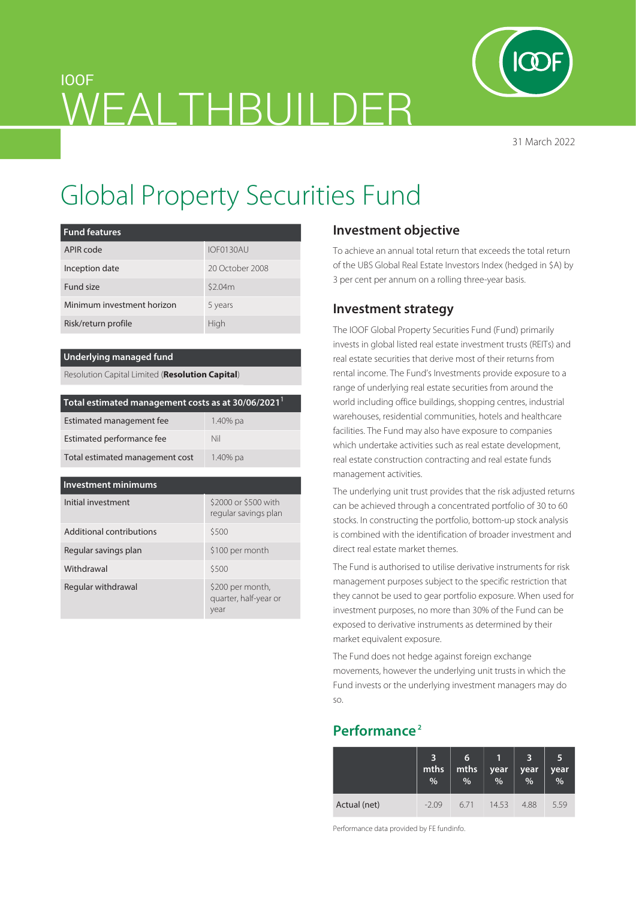IOOF

# WEALTHBUILDER

31 March 2022

# Global Property Securities Fund

| Fund features | |
|---|---|
| APIR code | IOF0130AU |
| Inception date | 20 October 2008 |
| Fund size | $2.04m |
| Minimum investment horizon | 5 years |
| Risk/return profile | High |

| Underlying managed fund |
|---|
| Resolution Capital Limited (**Resolution Capital**) |

| Total estimated management costs as at 30/06/2021[1] | |
|---|---|
| Estimated management fee | 1.40% pa |
| Estimated performance fee | Nil |
| Total estimated management cost | 1.40% pa |

| Investment minimums | |
|---|---|
| Initial investment | $2000 or $500 with regular savings plan |
| Additional contributions | $500 |
| Regular savings plan | $100 per month |
| Withdrawal | $500 |
| Regular withdrawal | $200 per month, quarter, half-year or year |

## Investment objective

To achieve an annual total return that exceeds the total return of the UBS Global Real Estate Investors Index (hedged in $A) by 3 per cent per annum on a rolling three-year basis.

## Investment strategy

The IOOF Global Property Securities Fund (Fund) primarily invests in global listed real estate investment trusts (REITs) and real estate securities that derive most of their returns from rental income. The Fund's Investments provide exposure to a range of underlying real estate securities from around the world including office buildings, shopping centres, industrial warehouses, residential communities, hotels and healthcare facilities. The Fund may also have exposure to companies which undertake activities such as real estate development, real estate construction contracting and real estate funds management activities.

The underlying unit trust provides that the risk adjusted returns can be achieved through a concentrated portfolio of 30 to 60 stocks. In constructing the portfolio, bottom-up stock analysis is combined with the identification of broader investment and direct real estate market themes.

The Fund is authorised to utilise derivative instruments for risk management purposes subject to the specific restriction that they cannot be used to gear portfolio exposure. When used for investment purposes, no more than 30% of the Fund can be exposed to derivative instruments as determined by their market equivalent exposure.

The Fund does not hedge against foreign exchange movements, however the underlying unit trusts in which the Fund invests or the underlying investment managers may do so.

## Performance[2]

| | 3 mths % | 6 mths % | 1 year % | 3 year % | 5 year % |
|---|---|---|---|---|---|
| Actual (net) | -2.09 | 6.71 | 14.53 | 4.88 | 5.59 |

Performance data provided by FE fundinfo.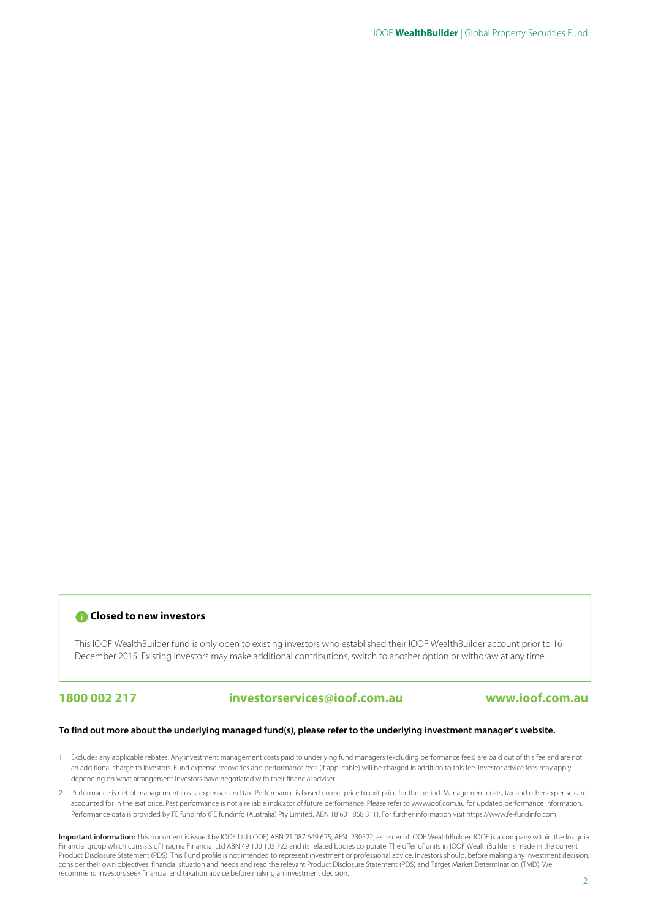**Closed to new investors**

This IOOF WealthBuilder fund is only open to existing investors who established their IOOF WealthBuilder account prior to 16 December 2015. Existing investors may make additional contributions, switch to another option or withdraw at any time.

**1800 002 217** **investorservices@ioof.com.au** **www.ioof.com.au**

**To find out more about the underlying managed fund(s), please refer to the underlying investment manager's website.**

1 Excludes any applicable rebates. Any investment management costs paid to underlying fund managers (excluding performance fees) are paid out of this fee and are not an additional charge to investors. Fund expense recoveries and performance fees (if applicable) will be charged in addition to this fee. Investor advice fees may apply depending on what arrangement investors have negotiated with their financial adviser.

2 Performance is net of management costs, expenses and tax. Performance is based on exit price to exit price for the period. Management costs, tax and other expenses are accounted for in the exit price. Past performance is not a reliable indicator of future performance. Please refer to www.ioof.com.au for updated performance information. Performance data is provided by FE fundinfo (FE fundinfo (Australia) Pty Limited, ABN 18 601 868 311). For further information visit https://www.fe-fundinfo.com

**Important information:** This document is issued by IOOF Ltd (IOOF) ABN 21 087 649 625, AFSL 230522, as Issuer of IOOF WealthBuilder. IOOF is a company within the Insignia Financial group which consists of Insignia Financial Ltd ABN 49 100 103 722 and its related bodies corporate. The offer of units in IOOF WealthBuilder is made in the current Product Disclosure Statement (PDS). This Fund profile is not intended to represent investment or professional advice. Investors should, before making any investment decision, consider their own objectives, financial situation and needs and read the relevant Product Disclosure Statement (PDS) and Target Market Determination (TMD). We recommend investors seek financial and taxation advice before making an investment decision.